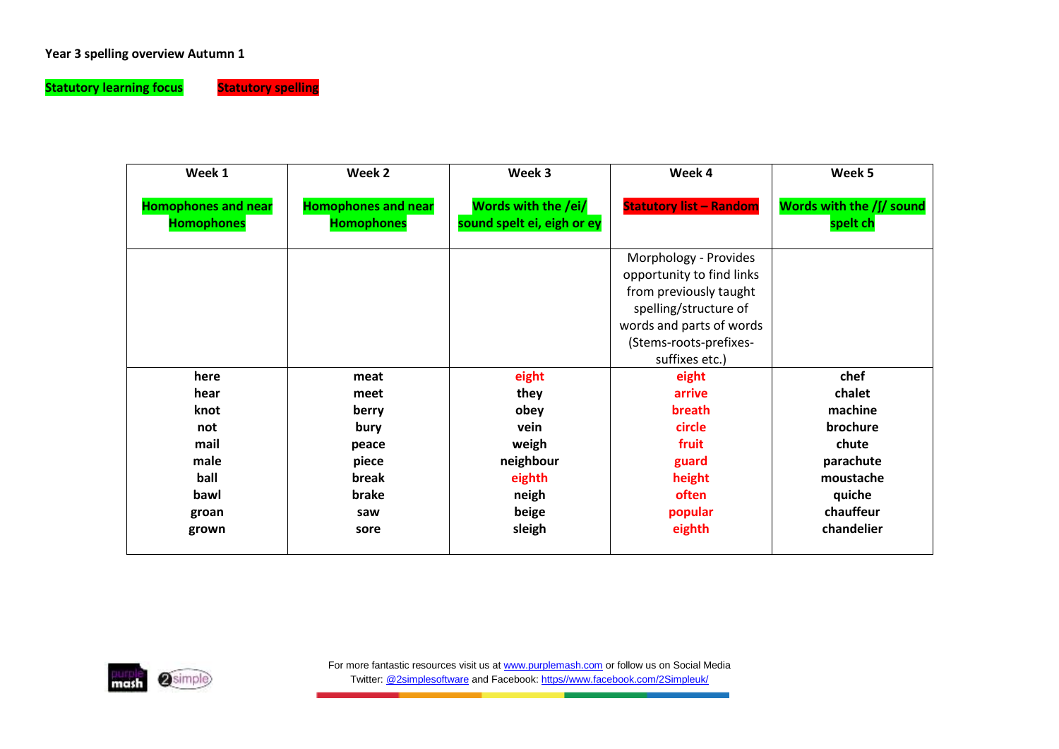**Year 3 spelling overview Autumn 1**

Statutory learning focus    Statutory spelling

| Week 1 | Week 2 | Week 3 | Week 4 | Week 5 |
|---|---|---|---|---|
| Homophones and near Homophones | Homophones and near Homophones | Words with the /ei/ sound spelt ei, eigh or ey | Statutory list – Random | Words with the /ʃ/ sound spelt ch |
| | | | Morphology - Provides opportunity to find links from previously taught spelling/structure of words and parts of words (Stems-roots-prefixes-suffixes etc.) | |
| here | meat | eight | eight | chef |
| hear | meet | they | arrive | chalet |
| knot | berry | obey | breath | machine |
| not | bury | vein | circle | brochure |
| mail | peace | weigh | fruit | chute |
| male | piece | neighbour | guard | parachute |
| ball | break | eighth | height | moustache |
| bawl | brake | neigh | often | quiche |
| groan | saw | beige | popular | chauffeur |
| grown | sore | sleigh | eighth | chandelier |

For more fantastic resources visit us at www.purplemash.com or follow us on Social Media
Twitter: @2simplesoftware and Facebook: https//www.facebook.com/2Simpleuk/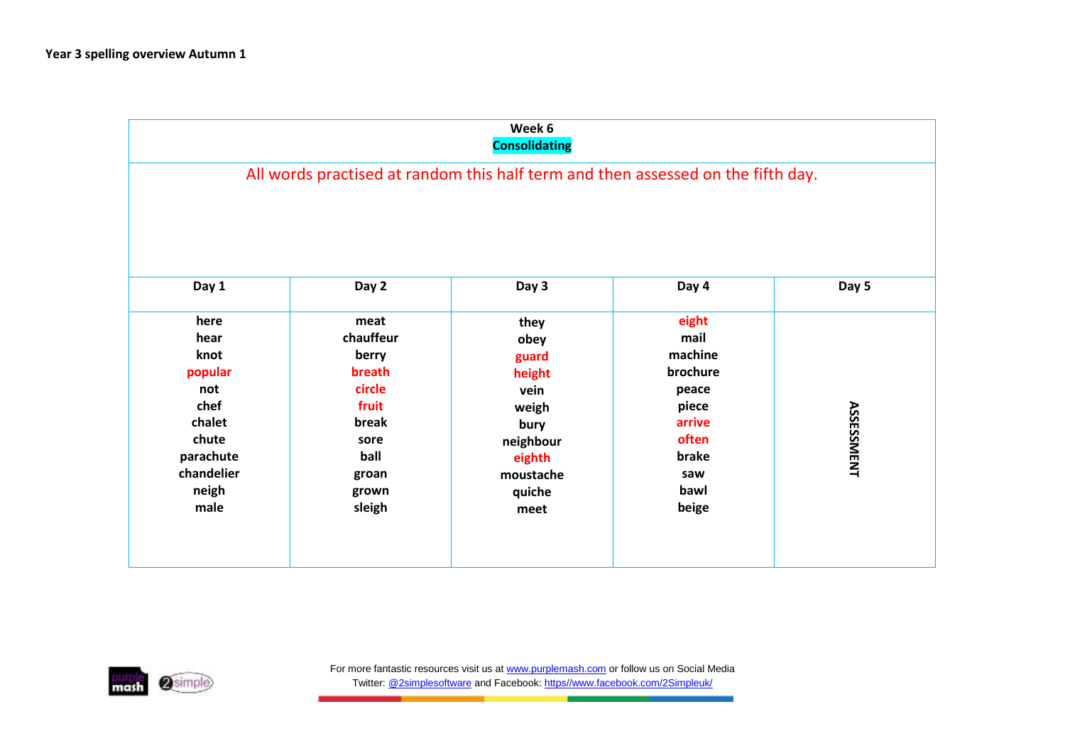**Year 3 spelling overview Autumn 1**

**Week 6**
**Consolidating**

All words practised at random this half term and then assessed on the fifth day.

| Day 1 | Day 2 | Day 3 | Day 4 | Day 5 |
|---|---|---|---|---|
| here<br>hear<br>knot<br>popular<br>not<br>chef<br>chalet<br>chute<br>parachute<br>chandelier<br>neigh<br>male | meat<br>chauffeur<br>berry<br>breath<br>circle<br>fruit<br>break<br>sore<br>ball<br>groan<br>grown<br>sleigh | they<br>obey<br>guard<br>height<br>vein<br>weigh<br>bury<br>neighbour<br>eighth<br>moustache<br>quiche<br>meet | eight<br>mail<br>machine<br>brochure<br>peace<br>piece<br>arrive<br>often<br>brake<br>saw<br>bawl<br>beige | ASSESSMENT |

For more fantastic resources visit us at www.purplemash.com or follow us on Social Media
Twitter: @2simplesoftware and Facebook: https//www.facebook.com/2Simpleuk/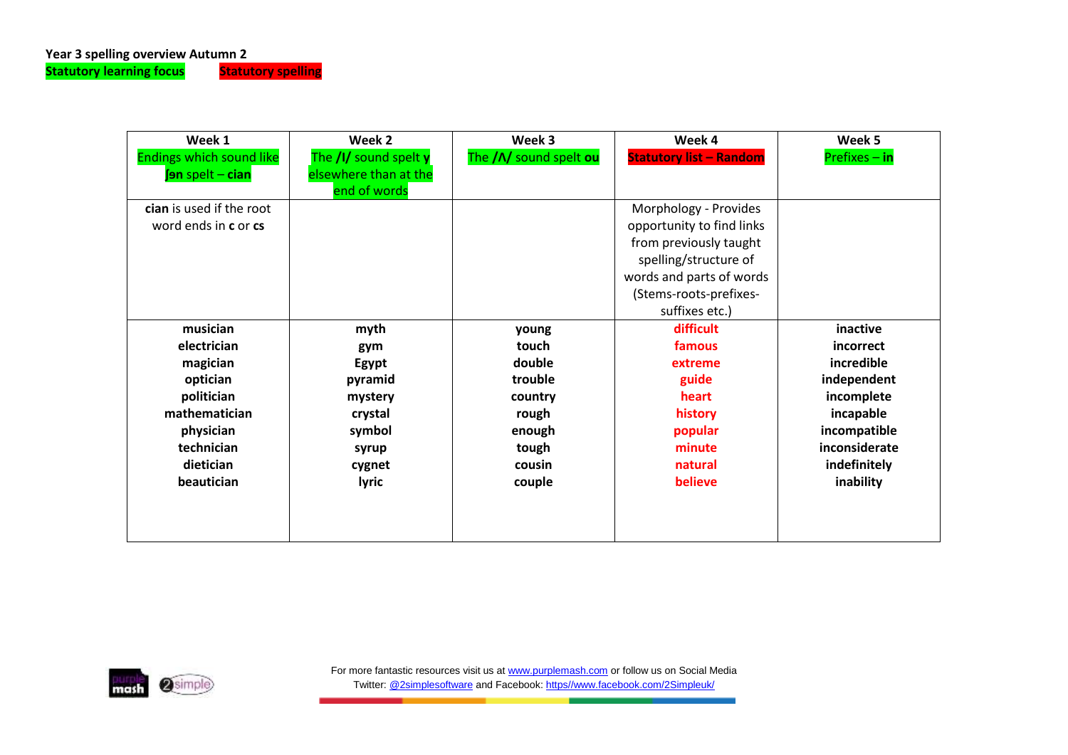**Year 3 spelling overview Autumn 2**

Statutory learning focus    Statutory spelling

| Week 1 | Week 2 | Week 3 | Week 4 | Week 5 |
|---|---|---|---|---|
| Endings which sound like **ʃən** spelt – **cian** | The **/I/** sound spelt **y** elsewhere than at the end of words | The **/ʌ/** sound spelt **ou** | **Statutory list – Random** | Prefixes – **in** |
| **cian** is used if the root word ends in **c** or **cs** | | | Morphology - Provides opportunity to find links from previously taught spelling/structure of words and parts of words (Stems-roots-prefixes-suffixes etc.) | |
| **musician** | **myth** | **young** | **difficult** | **inactive** |
| **electrician** | **gym** | **touch** | **famous** | **incorrect** |
| **magician** | **Egypt** | **double** | **extreme** | **incredible** |
| **optician** | **pyramid** | **trouble** | **guide** | **independent** |
| **politician** | **mystery** | **country** | **heart** | **incomplete** |
| **mathematician** | **crystal** | **rough** | **history** | **incapable** |
| **physician** | **symbol** | **enough** | **popular** | **incompatible** |
| **technician** | **syrup** | **tough** | **minute** | **inconsiderate** |
| **dietician** | **cygnet** | **cousin** | **natural** | **indefinitely** |
| **beautician** | **lyric** | **couple** | **believe** | **inability** |

For more fantastic resources visit us at www.purplemash.com or follow us on Social Media
Twitter: @2simplesoftware and Facebook: https//www.facebook.com/2Simpleuk/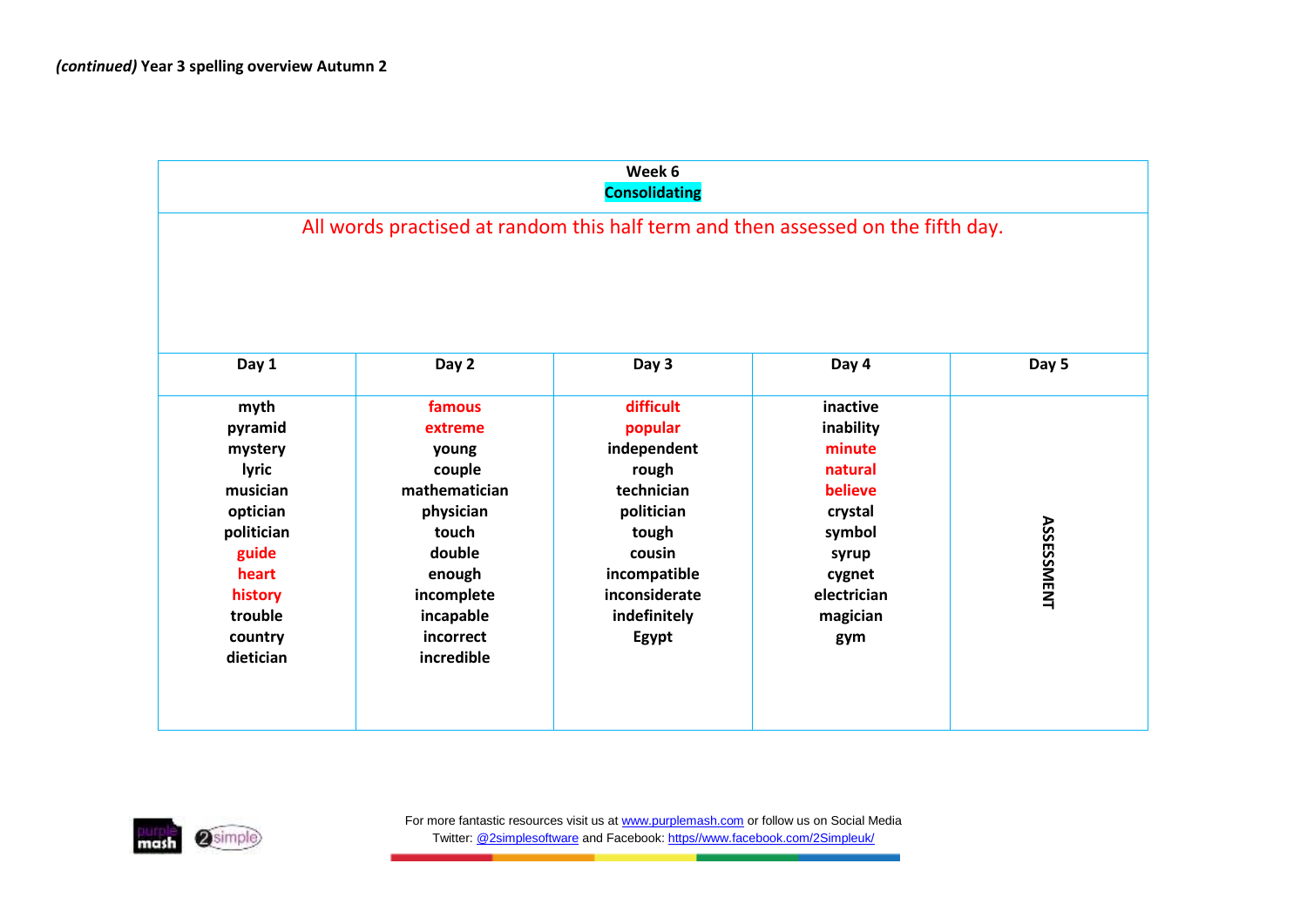***(continued)* Year 3 spelling overview Autumn 2**

| Week 6<br>Consolidating | | | | |
|---|---|---|---|---|
| All words practised at random this half term and then assessed on the fifth day. | | | | |
| **Day 1** | **Day 2** | **Day 3** | **Day 4** | **Day 5** |
| myth<br>pyramid<br>mystery<br>lyric<br>musician<br>optician<br>politician<br>guide<br>heart<br>history<br>trouble<br>country<br>dietician | famous<br>extreme<br>young<br>couple<br>mathematician<br>physician<br>touch<br>double<br>enough<br>incomplete<br>incapable<br>incorrect<br>incredible | difficult<br>popular<br>independent<br>rough<br>technician<br>politician<br>tough<br>cousin<br>incompatible<br>inconsiderate<br>indefinitely<br>Egypt | inactive<br>inability<br>minute<br>natural<br>believe<br>crystal<br>symbol<br>syrup<br>cygnet<br>electrician<br>magician<br>gym | ASSESSMENT |

For more fantastic resources visit us at www.purplemash.com or follow us on Social Media
Twitter: @2simplesoftware and Facebook: https//www.facebook.com/2Simpleuk/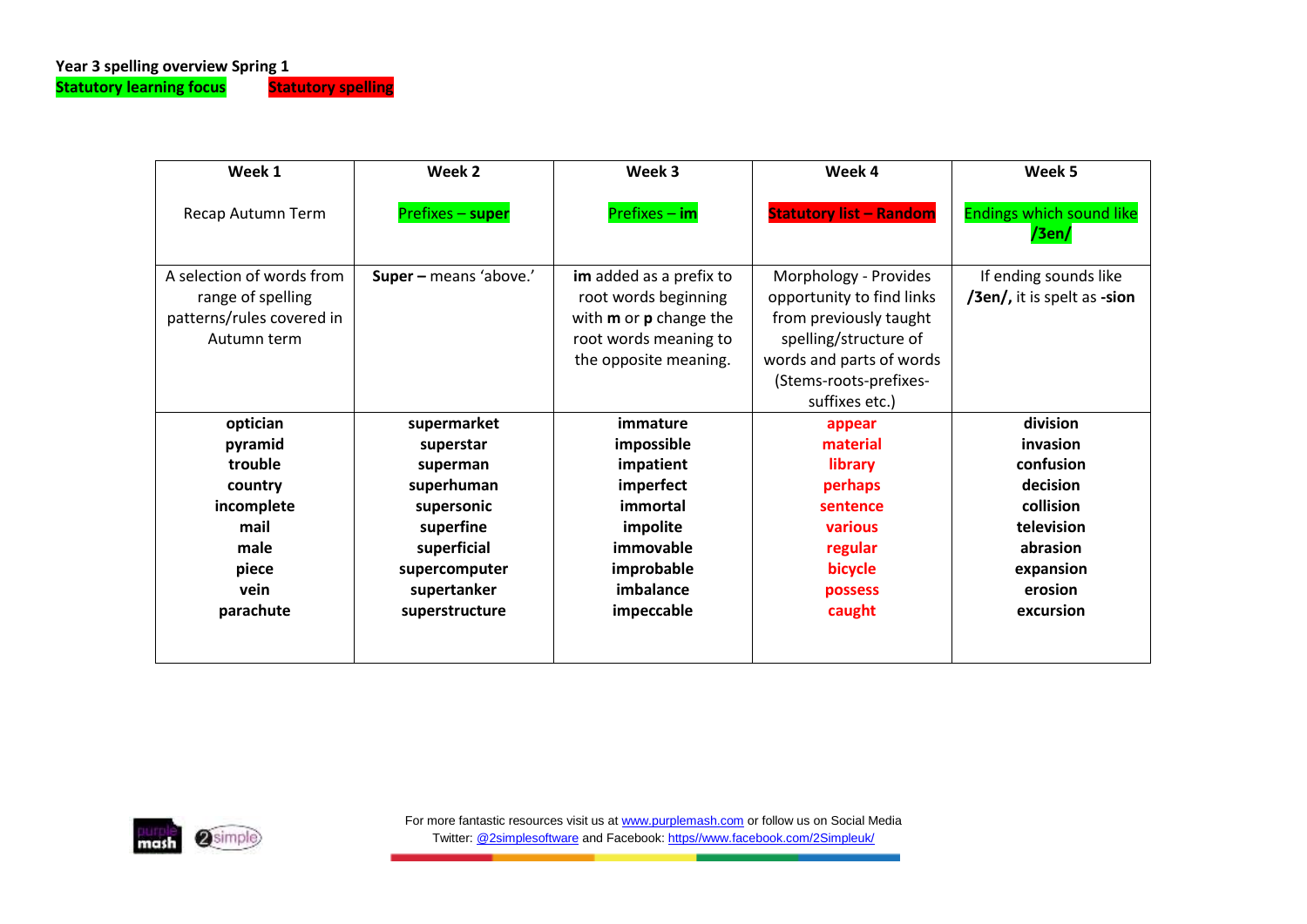**Year 3 spelling overview Spring 1**

**Statutory learning focus** **Statutory spelling**

| Week 1<br><br>Recap Autumn Term | Week 2<br><br>Prefixes – **super** | Week 3<br><br>Prefixes – **im** | Week 4<br><br>Statutory list – Random | Week 5<br><br>Endings which sound like **/3en/** |
|---|---|---|---|---|
| A selection of words from range of spelling patterns/rules covered in Autumn term | **Super –** means 'above.' | **im** added as a prefix to root words beginning with **m** or **p** change the root words meaning to the opposite meaning. | Morphology - Provides opportunity to find links from previously taught spelling/structure of words and parts of words (Stems-roots-prefixes-suffixes etc.) | If ending sounds like **/3en/,** it is spelt as **-sion** |
| **optician**<br>**pyramid**<br>**trouble**<br>**country**<br>**incomplete**<br>**mail**<br>**male**<br>**piece**<br>**vein**<br>**parachute** | **supermarket**<br>**superstar**<br>**superman**<br>**superhuman**<br>**supersonic**<br>**superfine**<br>**superficial**<br>**supercomputer**<br>**supertanker**<br>**superstructure** | **immature**<br>**impossible**<br>**impatient**<br>**imperfect**<br>**immortal**<br>**impolite**<br>**immovable**<br>**improbable**<br>**imbalance**<br>**impeccable** | **appear**<br>**material**<br>**library**<br>**perhaps**<br>**sentence**<br>**various**<br>**regular**<br>**bicycle**<br>**possess**<br>**caught** | **division**<br>**invasion**<br>**confusion**<br>**decision**<br>**collision**<br>**television**<br>**abrasion**<br>**expansion**<br>**erosion**<br>**excursion** |

For more fantastic resources visit us at www.purplemash.com or follow us on Social Media
Twitter: @2simplesoftware and Facebook: https//www.facebook.com/2Simpleuk/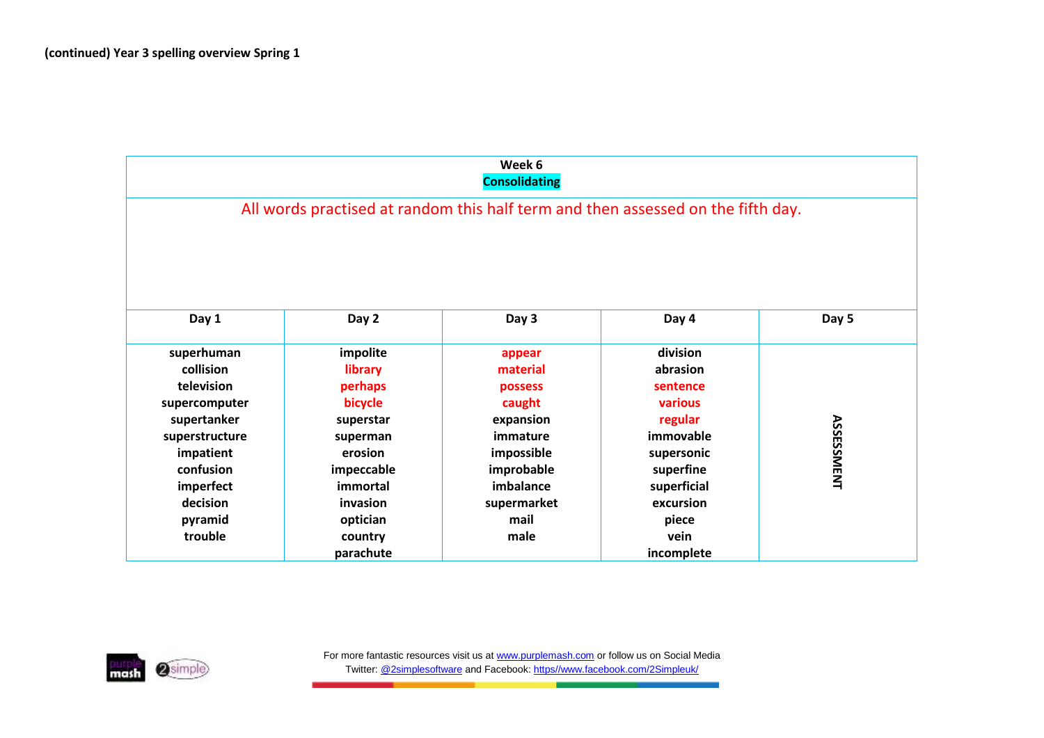**(continued) Year 3 spelling overview Spring 1**

| Week 6<br>Consolidating | | | | |
|---|---|---|---|---|
| All words practised at random this half term and then assessed on the fifth day. | | | | |
| **Day 1** | **Day 2** | **Day 3** | **Day 4** | **Day 5** |
| superhuman<br>collision<br>television<br>supercomputer<br>supertanker<br>superstructure<br>impatient<br>confusion<br>imperfect<br>decision<br>pyramid<br>trouble | impolite<br>library<br>perhaps<br>bicycle<br>superstar<br>superman<br>erosion<br>impeccable<br>immortal<br>invasion<br>optician<br>country<br>parachute | appear<br>material<br>possess<br>caught<br>expansion<br>immature<br>impossible<br>improbable<br>imbalance<br>supermarket<br>mail<br>male | division<br>abrasion<br>sentence<br>various<br>regular<br>immovable<br>supersonic<br>superfine<br>superficial<br>excursion<br>piece<br>vein<br>incomplete | ASSESSMENT |

For more fantastic resources visit us at www.purplemash.com or follow us on Social Media
Twitter: @2simplesoftware and Facebook: https//www.facebook.com/2Simpleuk/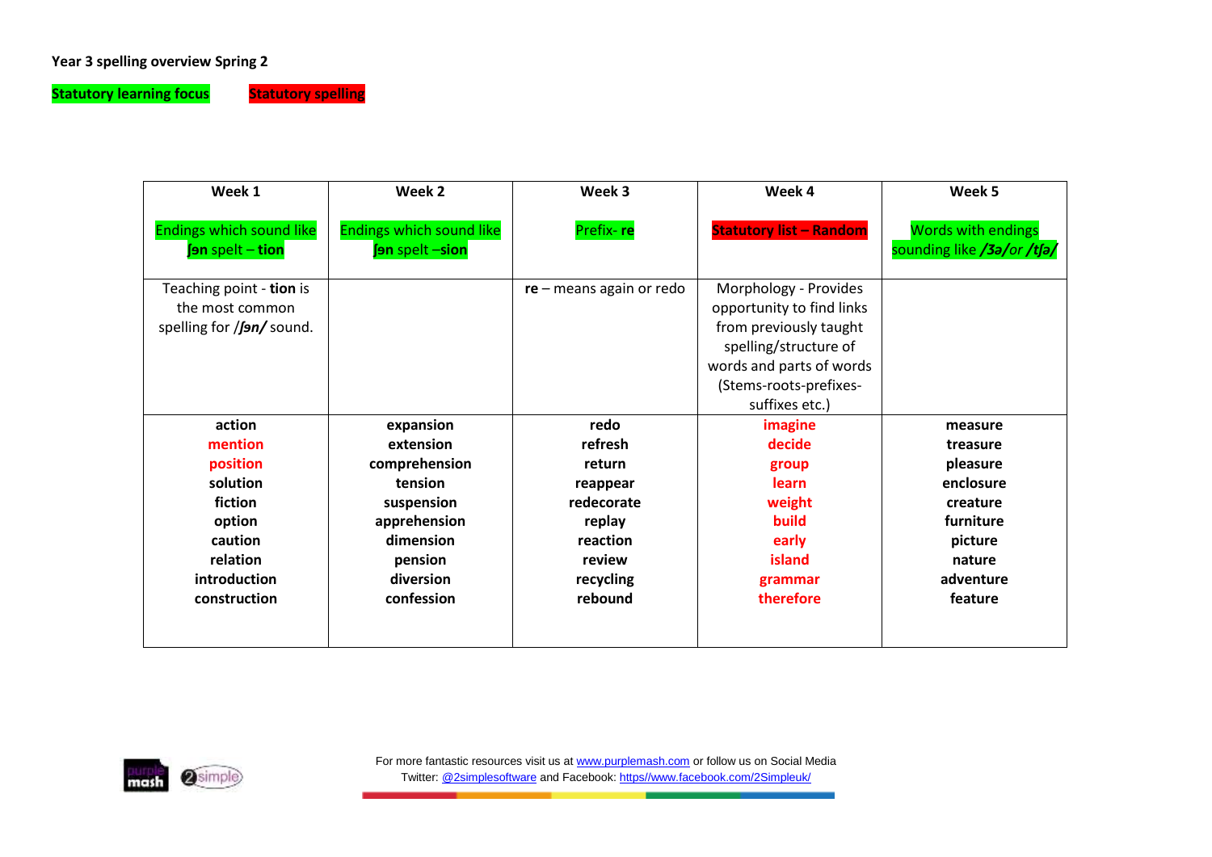**Year 3 spelling overview Spring 2**

Statutory learning focus　　Statutory spelling

| Week 1 | Week 2 | Week 3 | Week 4 | Week 5 |
|---|---|---|---|---|
| Endings which sound like ʃən spelt – **tion** | Endings which sound like ʃən spelt –**sion** | Prefix- **re** | **Statutory list – Random** | Words with endings sounding like ***/ʒə/*** *or* ***/tʃə/*** |
| Teaching point - **tion** is the most common spelling for /***ʃən/*** sound. | | **re** – means again or redo | Morphology - Provides opportunity to find links from previously taught spelling/structure of words and parts of words (Stems-roots-prefixes-suffixes etc.) | |
| **action**<br>**mention**<br>**position**<br>**solution**<br>**fiction**<br>**option**<br>**caution**<br>**relation**<br>**introduction**<br>**construction** | **expansion**<br>**extension**<br>**comprehension**<br>**tension**<br>**suspension**<br>**apprehension**<br>**dimension**<br>**pension**<br>**diversion**<br>**confession** | **redo**<br>**refresh**<br>**return**<br>**reappear**<br>**redecorate**<br>**replay**<br>**reaction**<br>**review**<br>**recycling**<br>**rebound** | **imagine**<br>**decide**<br>**group**<br>**learn**<br>**weight**<br>**build**<br>**early**<br>**island**<br>**grammar**<br>**therefore** | **measure**<br>**treasure**<br>**pleasure**<br>**enclosure**<br>**creature**<br>**furniture**<br>**picture**<br>**nature**<br>**adventure**<br>**feature** |

For more fantastic resources visit us at www.purplemash.com or follow us on Social Media
Twitter: @2simplesoftware and Facebook: https//www.facebook.com/2Simpleuk/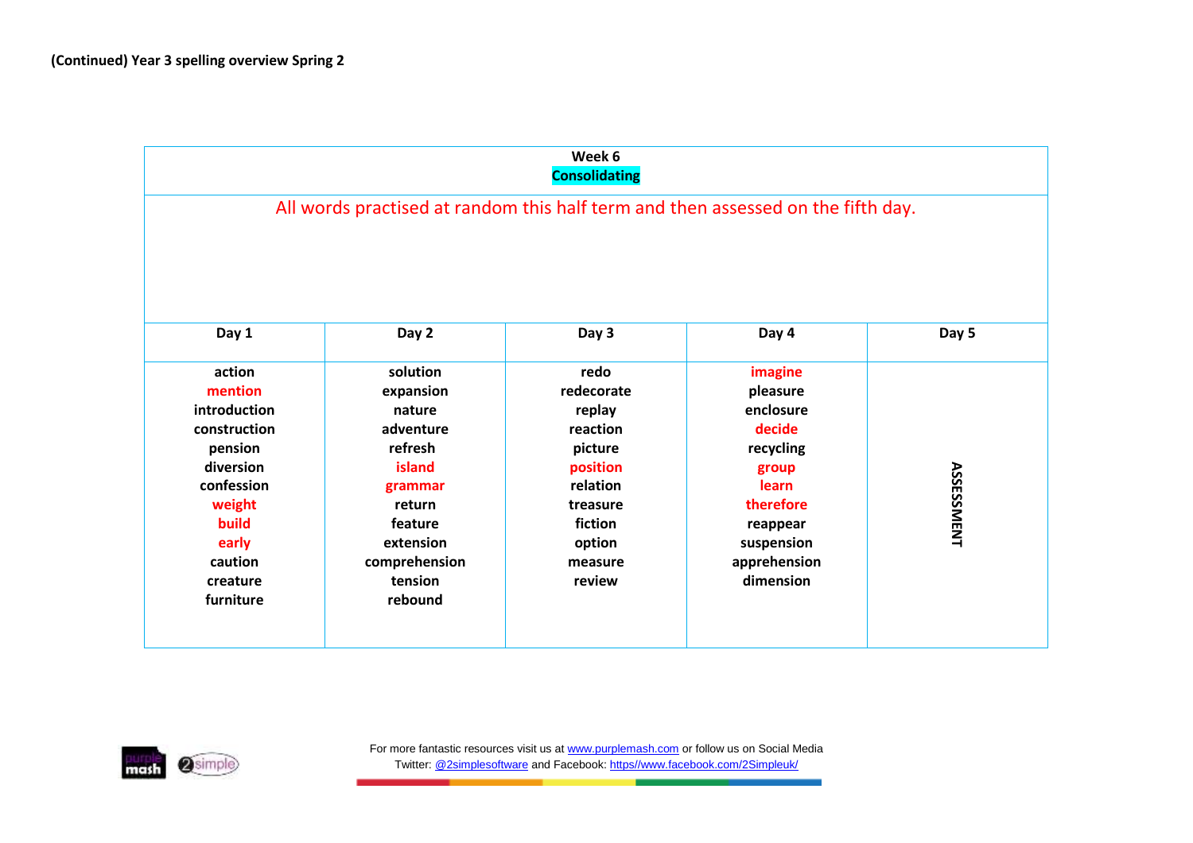**(Continued) Year 3 spelling overview Spring 2**

**Week 6**
**Consolidating**

All words practised at random this half term and then assessed on the fifth day.

| Day 1 | Day 2 | Day 3 | Day 4 | Day 5 |
|---|---|---|---|---|
| action<br>mention<br>introduction<br>construction<br>pension<br>diversion<br>confession<br>weight<br>build<br>early<br>caution<br>creature<br>furniture | solution<br>expansion<br>nature<br>adventure<br>refresh<br>island<br>grammar<br>return<br>feature<br>extension<br>comprehension<br>tension<br>rebound | redo<br>redecorate<br>replay<br>reaction<br>picture<br>position<br>relation<br>treasure<br>fiction<br>option<br>measure<br>review | imagine<br>pleasure<br>enclosure<br>decide<br>recycling<br>group<br>learn<br>therefore<br>reappear<br>suspension<br>apprehension<br>dimension | ASSESSMENT |

For more fantastic resources visit us at www.purplemash.com or follow us on Social Media
Twitter: @2simplesoftware and Facebook: https//www.facebook.com/2Simpleuk/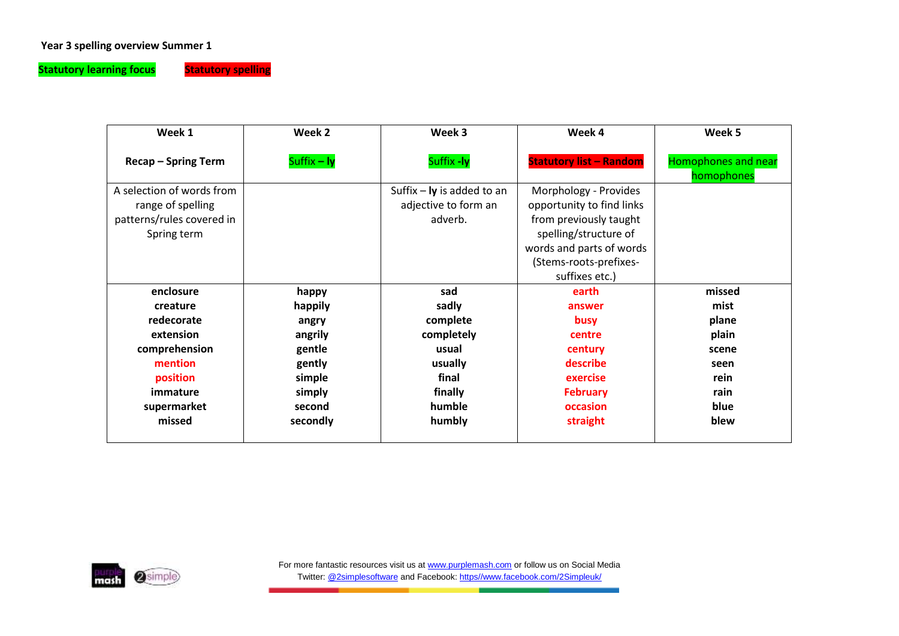**Year 3 spelling overview Summer 1**

Statutory learning focus     Statutory spelling

| Week 1<br><br>Recap – Spring Term | Week 2<br><br>Suffix – **ly** | Week 3<br><br>Suffix -**ly** | Week 4<br><br>Statutory list – Random | Week 5<br><br>Homophones and near homophones |
|---|---|---|---|---|
| A selection of words from range of spelling patterns/rules covered in Spring term | | Suffix – **ly** is added to an adjective to form an adverb. | Morphology - Provides opportunity to find links from previously taught spelling/structure of words and parts of words (Stems-roots-prefixes-suffixes etc.) | |
| **enclosure**<br>**creature**<br>**redecorate**<br>**extension**<br>**comprehension**<br>**mention**<br>**position**<br>**immature**<br>**supermarket**<br>**missed** | **happy**<br>**happily**<br>**angry**<br>**angrily**<br>**gentle**<br>**gently**<br>**simple**<br>**simply**<br>**second**<br>**secondly** | **sad**<br>**sadly**<br>**complete**<br>**completely**<br>**usual**<br>**usually**<br>**final**<br>**finally**<br>**humble**<br>**humbly** | **earth**<br>**answer**<br>**busy**<br>**centre**<br>**century**<br>**describe**<br>**exercise**<br>**February**<br>**occasion**<br>**straight** | **missed**<br>**mist**<br>**plane**<br>**plain**<br>**scene**<br>**seen**<br>**rein**<br>**rain**<br>**blue**<br>**blew** |

For more fantastic resources visit us at www.purplemash.com or follow us on Social Media
Twitter: @2simplesoftware and Facebook: https//www.facebook.com/2Simpleuk/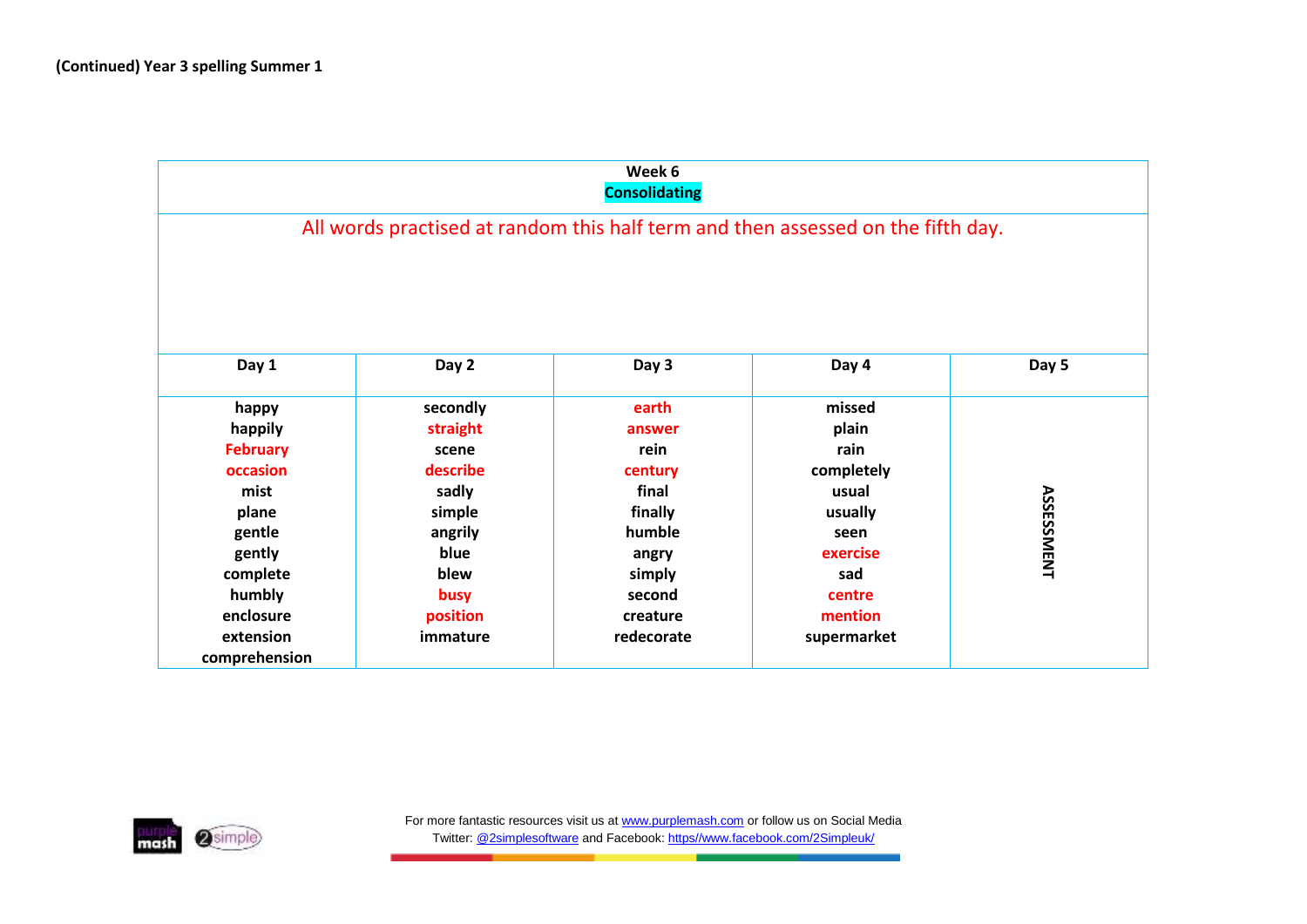**(Continued) Year 3 spelling Summer 1**

| Week 6 Consolidating | | | | |
|---|---|---|---|---|
| All words practised at random this half term and then assessed on the fifth day. | | | | |
| **Day 1** | **Day 2** | **Day 3** | **Day 4** | **Day 5** |
| happy<br>happily<br>February<br>occasion<br>mist<br>plane<br>gentle<br>gently<br>complete<br>humbly<br>enclosure<br>extension<br>comprehension | secondly<br>straight<br>scene<br>describe<br>sadly<br>simple<br>angrily<br>blue<br>blew<br>busy<br>position<br>immature | earth<br>answer<br>rein<br>century<br>final<br>finally<br>humble<br>angry<br>simply<br>second<br>creature<br>redecorate | missed<br>plain<br>rain<br>completely<br>usual<br>usually<br>seen<br>exercise<br>sad<br>centre<br>mention<br>supermarket | ASSESSMENT |

For more fantastic resources visit us at www.purplemash.com or follow us on Social Media
Twitter: @2simplesoftware and Facebook: https//www.facebook.com/2Simpleuk/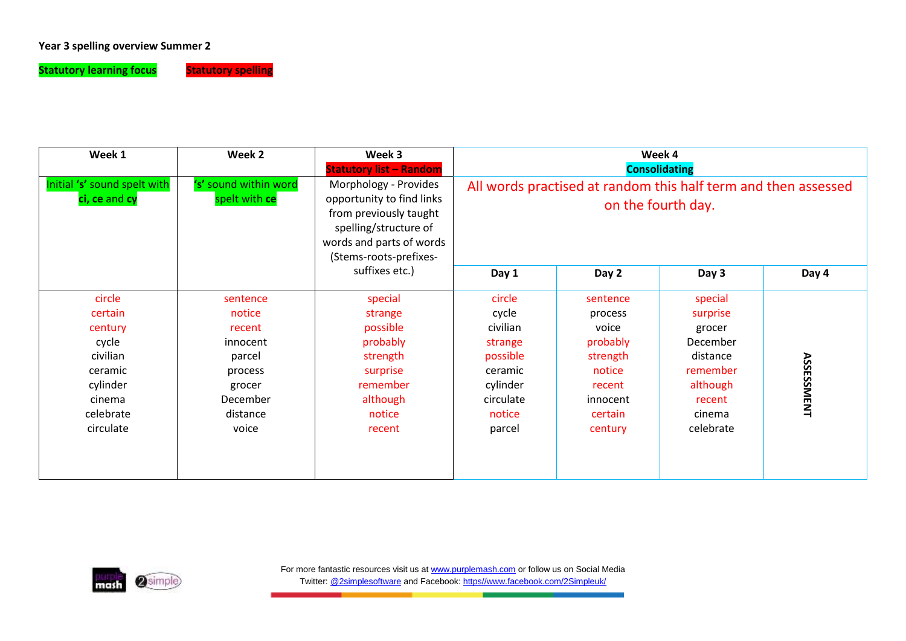**Year 3 spelling overview Summer 2**

**Statutory learning focus** **Statutory spelling**

| Week 1 | Week 2 | Week 3 Statutory list – Random | Week 4 Consolidating | | | |
|---|---|---|---|---|---|---|
| Initial **'s'** sound spelt with **ci, ce** and **cy** | **'s'** sound within word spelt with **ce** | Morphology - Provides opportunity to find links from previously taught spelling/structure of words and parts of words (Stems-roots-prefixes-suffixes etc.) | All words practised at random this half term and then assessed on the fourth day. | | | |
| | | | **Day 1** | **Day 2** | **Day 3** | **Day 4** |
| circle<br>certain<br>century<br>cycle<br>civilian<br>ceramic<br>cylinder<br>cinema<br>celebrate<br>circulate | sentence<br>notice<br>recent<br>innocent<br>parcel<br>process<br>grocer<br>December<br>distance<br>voice | special<br>strange<br>possible<br>probably<br>strength<br>surprise<br>remember<br>although<br>notice<br>recent | circle<br>cycle<br>civilian<br>strange<br>possible<br>ceramic<br>cylinder<br>circulate<br>notice<br>parcel | sentence<br>process<br>voice<br>probably<br>strength<br>notice<br>recent<br>innocent<br>certain<br>century | special<br>surprise<br>grocer<br>December<br>distance<br>remember<br>although<br>recent<br>cinema<br>celebrate | **ASSESSMENT** |

For more fantastic resources visit us at www.purplemash.com or follow us on Social Media
Twitter: @2simplesoftware and Facebook: https//www.facebook.com/2Simpleuk/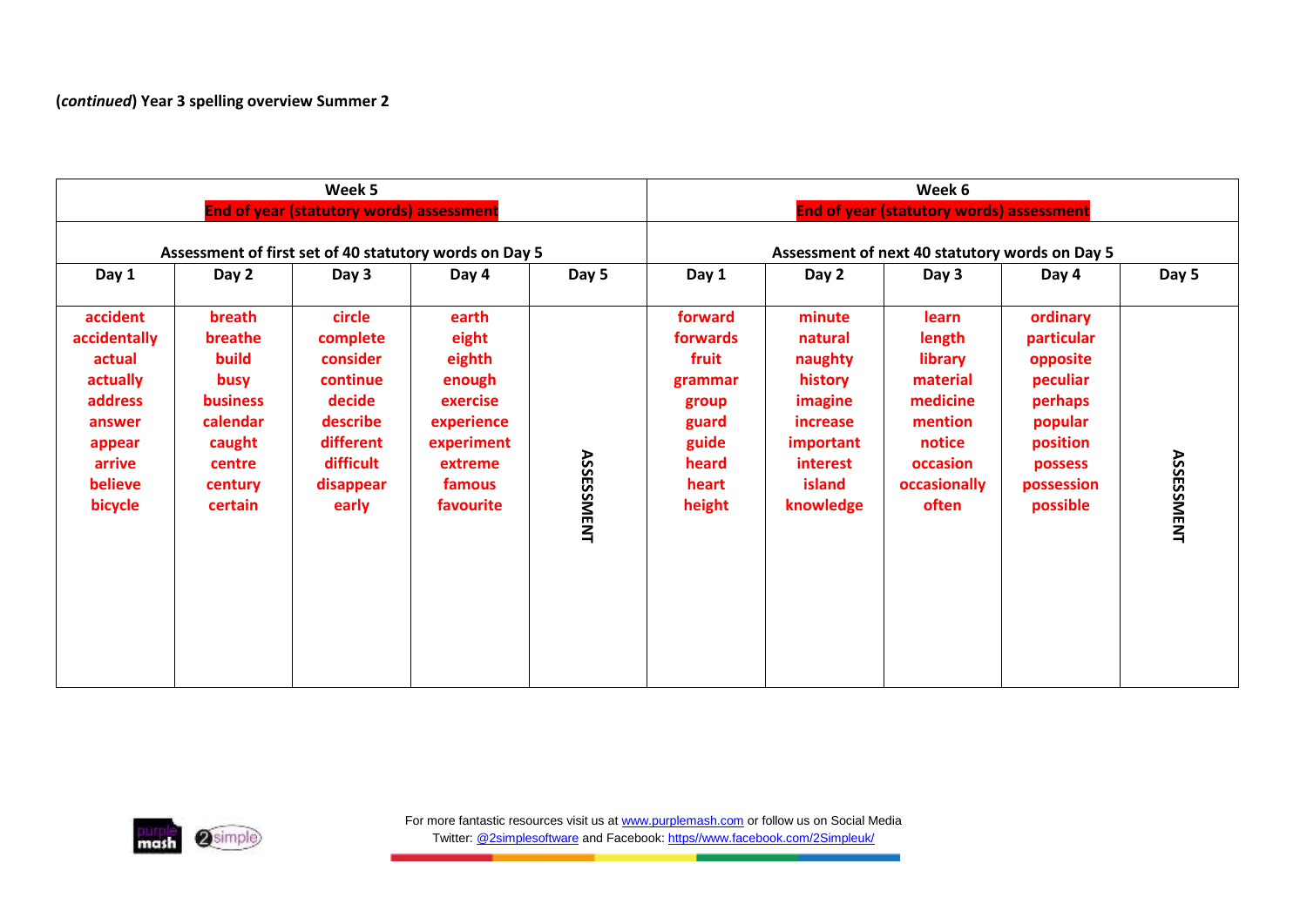**(*continued*) Year 3 spelling overview Summer 2**

| Week 5<br>End of year (statutory words) assessment | | | | | Week 6<br>End of year (statutory words) assessment | | | | |
|---|---|---|---|---|---|---|---|---|---|
| Assessment of first set of 40 statutory words on Day 5 | | | | | Assessment of next 40 statutory words on Day 5 | | | | |
| **Day 1** | **Day 2** | **Day 3** | **Day 4** | **Day 5** | **Day 1** | **Day 2** | **Day 3** | **Day 4** | **Day 5** |
| accident<br>accidentally<br>actual<br>actually<br>address<br>answer<br>appear<br>arrive<br>believe<br>bicycle | breath<br>breathe<br>build<br>busy<br>business<br>calendar<br>caught<br>centre<br>century<br>certain | circle<br>complete<br>consider<br>continue<br>decide<br>describe<br>different<br>difficult<br>disappear<br>early | earth<br>eight<br>eighth<br>enough<br>exercise<br>experience<br>experiment<br>extreme<br>famous<br>favourite | ASSESSMENT | forward<br>forwards<br>fruit<br>grammar<br>group<br>guard<br>guide<br>heard<br>heart<br>height | minute<br>natural<br>naughty<br>history<br>imagine<br>increase<br>important<br>interest<br>island<br>knowledge | learn<br>length<br>library<br>material<br>medicine<br>mention<br>notice<br>occasion<br>occasionally<br>often | ordinary<br>particular<br>opposite<br>peculiar<br>perhaps<br>popular<br>position<br>possess<br>possession<br>possible | ASSESSMENT |

For more fantastic resources visit us at www.purplemash.com or follow us on Social Media
Twitter: @2simplesoftware and Facebook: https//www.facebook.com/2Simpleuk/